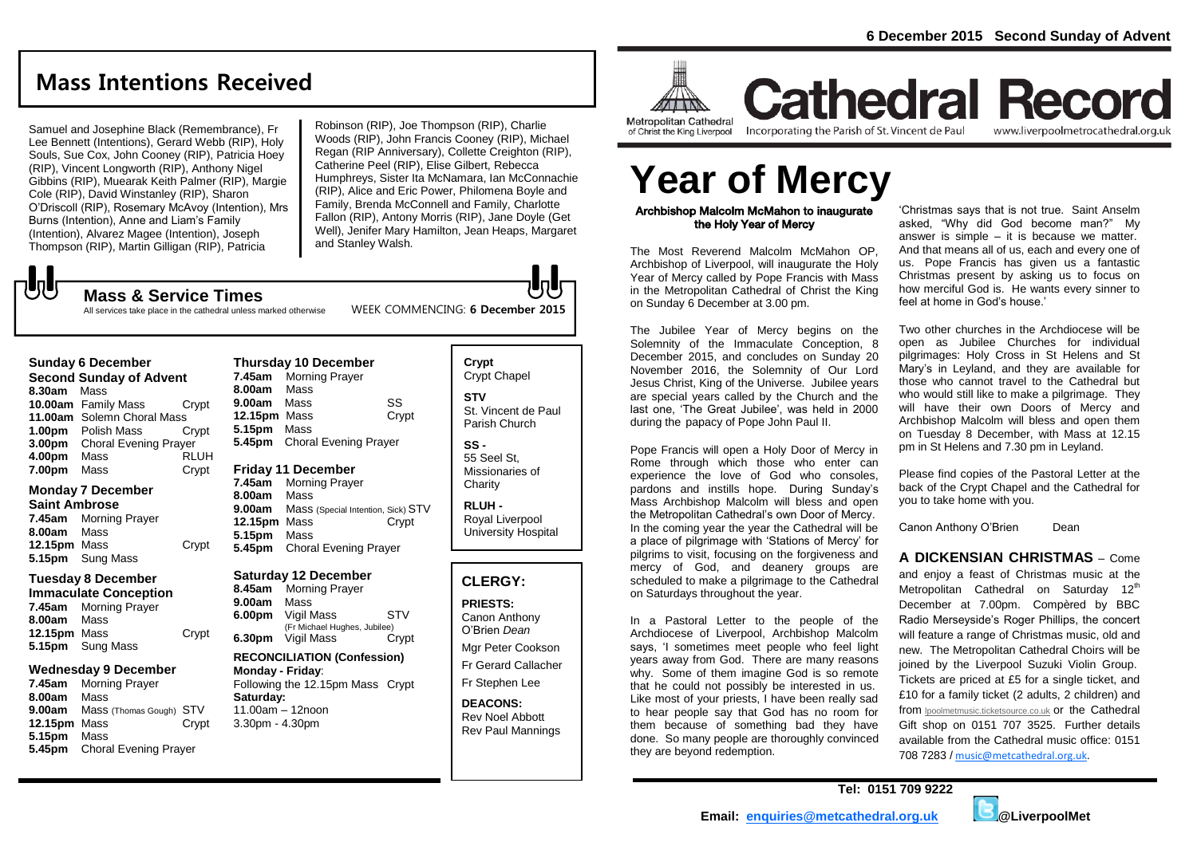# Mass Intentions Received

Samuel and Josephine Black (Remembrance), Fr Lee Bennett (Intentions), Gerard Webb (RIP), Holy Souls, Sue Cox, John Cooney (RIP), Patricia Hoey (RIP), Vincent Longworth (RIP), Anthony Nigel Gibbins (RIP), Muearak Keith Palmer (RIP), Margie Cole (RIP), David Winstanley (RIP), Sharon O'Driscoll (RIP), Rosemary McAvoy (Intention), Mrs Burns (Intention), Anne and Liam's Family (Intention), Alvarez Magee (Intention), Joseph Thompson (RIP), Martin Gilligan (RIP), Patricia Robinson (RIP), Joe Thompson (RIP), Charlie Woods (RIP), John Francis Cooney (RIP), Michael Regan (RIP Anniversary), Collette Creighton (RIP), Catherine Peel (RIP), Elise Gilbert, Rebecca Humphreys, Sister Ita McNamara, Ian McConnachie (RIP), Alice and Eric Power, Philomena Boyle and Family, Brenda McConnell and Family, Charlotte Fallon (RIP), Antony Morris (RIP), Jane Doyle (Get Well), Jenifer Mary Hamilton, Jean Heaps, Margaret and Stanley Walsh.

## Mass & Service Times

All services take place in the cathedral unless marked otherwise

WEEK COMMENCING: **6 December 2015**

### Sunday 6 December
**Second Sunday of Advent**

| | | |
|---|---|---|
| **8.30am** | Mass | |
| **10.00am** | Family Mass | Crypt |
| **11.00am** | Solemn Choral Mass | |
| **1.00pm** | Polish Mass | Crypt |
| **3.00pm** | Choral Evening Prayer | |
| **4.00pm** | Mass | RLUH |
| **7.00pm** | Mass | Crypt |

### Monday 7 December
**Saint Ambrose**

| | | |
|---|---|---|
| **7.45am** | Morning Prayer | |
| **8.00am** | Mass | |
| **12.15pm** | Mass | Crypt |
| **5.15pm** | Sung Mass | |

### Tuesday 8 December
**Immaculate Conception**

| | | |
|---|---|---|
| **7.45am** | Morning Prayer | |
| **8.00am** | Mass | |
| **12.15pm** | Mass | Crypt |
| **5.15pm** | Sung Mass | |

### Wednesday 9 December

| | | |
|---|---|---|
| **7.45am** | Morning Prayer | |
| **8.00am** | Mass | |
| **9.00am** | Mass (Thomas Gough) | STV |
| **12.15pm** | Mass | Crypt |
| **5.15pm** | Mass | |
| **5.45pm** | Choral Evening Prayer | |

### Thursday 10 December

| | | |
|---|---|---|
| **7.45am** | Morning Prayer | |
| **8.00am** | Mass | |
| **9.00am** | Mass | SS |
| **12.15pm** | Mass | Crypt |
| **5.15pm** | Mass | |
| **5.45pm** | Choral Evening Prayer | |

### Friday 11 December

| | | |
|---|---|---|
| **7.45am** | Morning Prayer | |
| **8.00am** | Mass | |
| **9.00am** | Mass (Special Intention, Sick) | STV |
| **12.15pm** | Mass | Crypt |
| **5.15pm** | Mass | |
| **5.45pm** | Choral Evening Prayer | |

### Saturday 12 December

| | | |
|---|---|---|
| **8.45am** | Morning Prayer | |
| **9.00am** | Mass | |
| **6.00pm** | Vigil Mass (Fr Michael Hughes, Jubilee) | STV |
| **6.30pm** | Vigil Mass | Crypt |

**RECONCILIATION (Confession)**
**Monday - Friday**:
Following the 12.15pm Mass Crypt
**Saturday:**
11.00am – 12noon
3.30pm - 4.30pm

**Crypt**
Crypt Chapel

**STV**
St. Vincent de Paul Parish Church

**SS -**
55 Seel St, Missionaries of Charity

**RLUH -**
Royal Liverpool University Hospital

## CLERGY:

**PRIESTS:**
Canon Anthony O'Brien *Dean*
Mgr Peter Cookson
Fr Gerard Callacher
Fr Stephen Lee

**DEACONS:**
Rev Noel Abbott
Rev Paul Mannings

---

**6 December 2015 Second Sunday of Advent**

Metropolitan Cathedral of Christ the King Liverpool

# Cathedral Record

Incorporating the Parish of St. Vincent de Paul

www.liverpoolmetrocathedral.org.uk

# Year of Mercy

**Archbishop Malcolm McMahon to inaugurate the Holy Year of Mercy**

The Most Reverend Malcolm McMahon OP, Archbishop of Liverpool, will inaugurate the Holy Year of Mercy called by Pope Francis with Mass in the Metropolitan Cathedral of Christ the King on Sunday 6 December at 3.00 pm.

The Jubilee Year of Mercy begins on the Solemnity of the Immaculate Conception, 8 December 2015, and concludes on Sunday 20 November 2016, the Solemnity of Our Lord Jesus Christ, King of the Universe. Jubilee years are special years called by the Church and the last one, 'The Great Jubilee', was held in 2000 during the papacy of Pope John Paul II.

Pope Francis will open a Holy Door of Mercy in Rome through which those who enter can experience the love of God who consoles, pardons and instills hope. During Sunday's Mass Archbishop Malcolm will bless and open the Metropolitan Cathedral's own Door of Mercy. In the coming year the year the Cathedral will be a place of pilgrimage with 'Stations of Mercy' for pilgrims to visit, focusing on the forgiveness and mercy of God, and deanery groups are scheduled to make a pilgrimage to the Cathedral on Saturdays throughout the year.

In a Pastoral Letter to the people of the Archdiocese of Liverpool, Archbishop Malcolm says, 'I sometimes meet people who feel light years away from God. There are many reasons why. Some of them imagine God is so remote that he could not possibly be interested in us. Like most of your priests, I have been really sad to hear people say that God has no room for them because of something bad they have done. So many people are thoroughly convinced they are beyond redemption.

'Christmas says that is not true. Saint Anselm asked, "Why did God become man?" My answer is simple – it is because we matter. And that means all of us, each and every one of us. Pope Francis has given us a fantastic Christmas present by asking us to focus on how merciful God is. He wants every sinner to feel at home in God's house.'

Two other churches in the Archdiocese will be open as Jubilee Churches for individual pilgrimages: Holy Cross in St Helens and St Mary's in Leyland, and they are available for those who cannot travel to the Cathedral but who would still like to make a pilgrimage. They will have their own Doors of Mercy and Archbishop Malcolm will bless and open them on Tuesday 8 December, with Mass at 12.15 pm in St Helens and 7.30 pm in Leyland.

Please find copies of the Pastoral Letter at the back of the Crypt Chapel and the Cathedral for you to take home with you.

Canon Anthony O'Brien Dean

**A DICKENSIAN CHRISTMAS** – Come and enjoy a feast of Christmas music at the Metropolitan Cathedral on Saturday 12th December at 7.00pm. Compèred by BBC Radio Merseyside's Roger Phillips, the concert will feature a range of Christmas music, old and new. The Metropolitan Cathedral Choirs will be joined by the Liverpool Suzuki Violin Group. Tickets are priced at £5 for a single ticket, and £10 for a family ticket (2 adults, 2 children) and from lpoolmetmusic.ticketsource.co.uk or the Cathedral Gift shop on 0151 707 3525. Further details available from the Cathedral music office: 0151 708 7283 / music@metcathedral.org.uk.

**Tel: 0151 709 9222**

**Email: enquiries@metcathedral.org.uk** **@LiverpoolMet**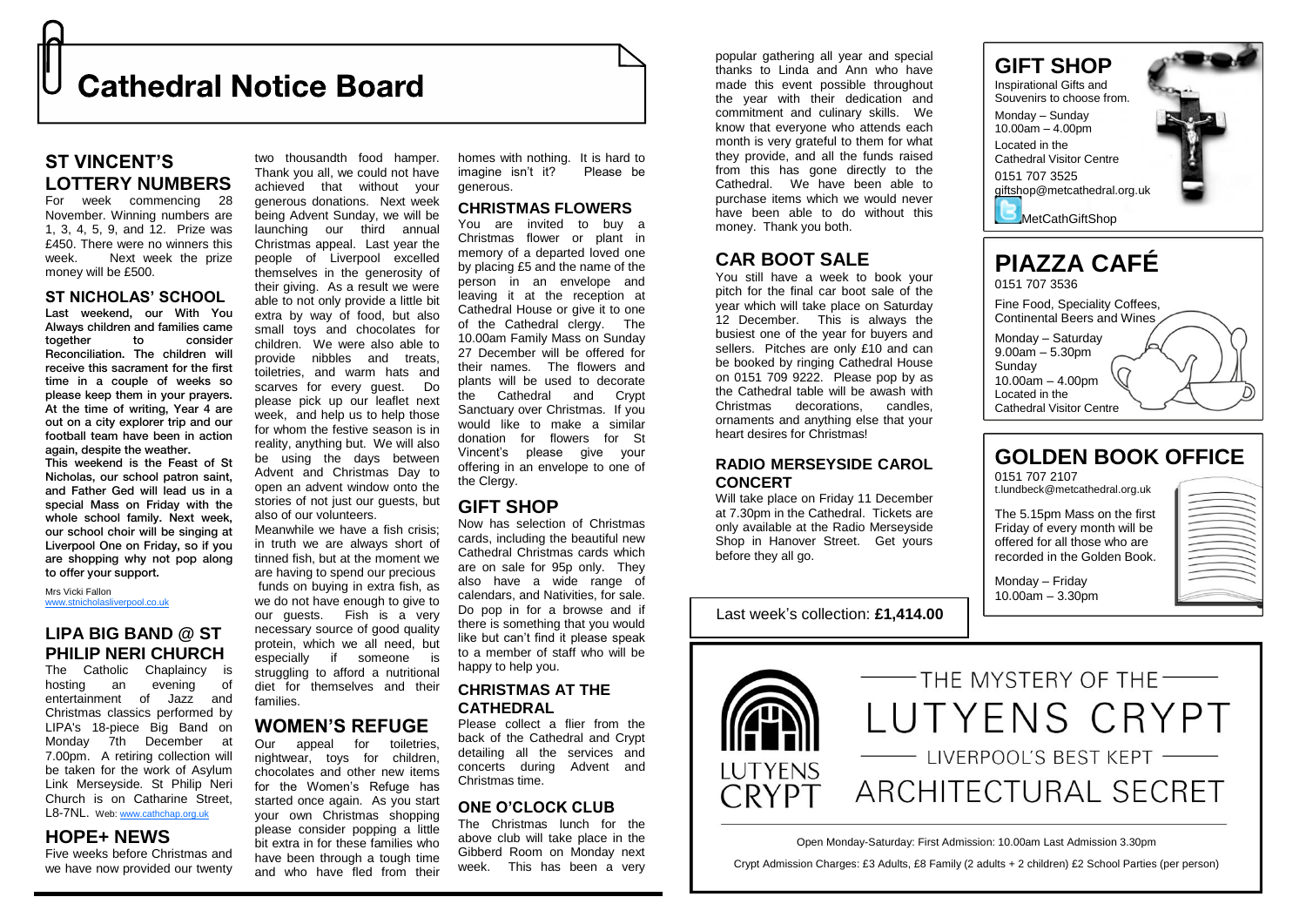# Cathedral Notice Board

## ST VINCENT'S LOTTERY NUMBERS

For week commencing 28 November. Winning numbers are 1, 3, 4, 5, 9, and 12. Prize was £450. There were no winners this week. Next week the prize money will be £500.

## ST NICHOLAS' SCHOOL

**Last weekend, our With You Always children and families came together to consider Reconciliation. The children will receive this sacrament for the first time in a couple of weeks so please keep them in your prayers. At the time of writing, Year 4 are out on a city explorer trip and our football team have been in action again, despite the weather.**

**This weekend is the Feast of St Nicholas, our school patron saint, and Father Ged will lead us in a special Mass on Friday with the whole school family. Next week, our school choir will be singing at Liverpool One on Friday, so if you are shopping why not pop along to offer your support.**

Mrs Vicki Fallon
www.stnicholasliverpool.co.uk

## LIPA BIG BAND @ ST PHILIP NERI CHURCH

The Catholic Chaplaincy is hosting an evening of entertainment of Jazz and Christmas classics performed by LIPA's 18-piece Big Band on Monday 7th December at 7.00pm. A retiring collection will be taken for the work of Asylum Link Merseyside. St Philip Neri Church is on Catharine Street, L8-7NL. Web: www.cathchap.org.uk

## HOPE+ NEWS

Five weeks before Christmas and we have now provided our twenty two thousandth food hamper. Thank you all, we could not have achieved that without your generous donations. Next week being Advent Sunday, we will be launching our third annual Christmas appeal. Last year the people of Liverpool excelled themselves in the generosity of their giving. As a result we were able to not only provide a little bit extra by way of food, but also small toys and chocolates for children. We were also able to provide nibbles and treats, toiletries, and warm hats and scarves for every guest. Do please pick up our leaflet next week, and help us to help those for whom the festive season is in reality, anything but. We will also be using the days between Advent and Christmas Day to open an advent window onto the stories of not just our guests, but also of our volunteers.

Meanwhile we have a fish crisis; in truth we are always short of tinned fish, but at the moment we are having to spend our precious funds on buying in extra fish, as we do not have enough to give to our guests. Fish is a very necessary source of good quality protein, which we all need, but especially if someone is struggling to afford a nutritional diet for themselves and their families.

## WOMEN'S REFUGE

Our appeal for toiletries, nightwear, toys for children, chocolates and other new items for the Women's Refuge has started once again. As you start your own Christmas shopping please consider popping a little bit extra in for these families who have been through a tough time and who have fled from their homes with nothing. It is hard to imagine isn't it? Please be generous.

### CHRISTMAS FLOWERS

You are invited to buy a Christmas flower or plant in memory of a departed loved one by placing £5 and the name of the person in an envelope and leaving it at the reception at Cathedral House or give it to one of the Cathedral clergy. The 10.00am Family Mass on Sunday 27 December will be offered for their names. The flowers and plants will be used to decorate the Cathedral and Crypt Sanctuary over Christmas. If you would like to make a similar donation for flowers for St Vincent's please give your offering in an envelope to one of the Clergy.

## GIFT SHOP

Now has selection of Christmas cards, including the beautiful new Cathedral Christmas cards which are on sale for 95p only. They also have a wide range of calendars, and Nativities, for sale. Do pop in for a browse and if there is something that you would like but can't find it please speak to a member of staff who will be happy to help you.

### CHRISTMAS AT THE CATHEDRAL

Please collect a flier from the back of the Cathedral and Crypt detailing all the services and concerts during Advent and Christmas time.

### ONE O'CLOCK CLUB

The Christmas lunch for the above club will take place in the Gibberd Room on Monday next week. This has been a very popular gathering all year and special thanks to Linda and Ann who have made this event possible throughout the year with their dedication and commitment and culinary skills. We know that everyone who attends each month is very grateful to them for what they provide, and all the funds raised from this has gone directly to the Cathedral. We have been able to purchase items which we would never have been able to do without this money. Thank you both.

## CAR BOOT SALE

You still have a week to book your pitch for the final car boot sale of the year which will take place on Saturday 12 December. This is always the busiest one of the year for buyers and sellers. Pitches are only £10 and can be booked by ringing Cathedral House on 0151 709 9222. Please pop by as the Cathedral table will be awash with Christmas decorations, candles, ornaments and anything else that your heart desires for Christmas!

### RADIO MERSEYSIDE CAROL CONCERT

Will take place on Friday 11 December at 7.30pm in the Cathedral. Tickets are only available at the Radio Merseyside Shop in Hanover Street. Get yours before they all go.

Last week's collection: **£1,414.00**

## GIFT SHOP

Inspirational Gifts and Souvenirs to choose from.

Monday – Sunday
10.00am – 4.00pm

Located in the Cathedral Visitor Centre

0151 707 3525
giftshop@metcathedral.org.uk

MetCathGiftShop

## PIAZZA CAFÉ

0151 707 3536

Fine Food, Speciality Coffees, Continental Beers and Wines

Monday – Saturday
9.00am – 5.30pm
Sunday
10.00am – 4.00pm
Located in the Cathedral Visitor Centre

## GOLDEN BOOK OFFICE

0151 707 2107
t.lundbeck@metcathedral.org.uk

The 5.15pm Mass on the first Friday of every month will be offered for all those who are recorded in the Golden Book.

Monday – Friday
10.00am – 3.30pm

LUTYENS CRYPT

THE MYSTERY OF THE
LUTYENS CRYPT
LIVERPOOL'S BEST KEPT
ARCHITECTURAL SECRET

Open Monday-Saturday: First Admission: 10.00am Last Admission 3.30pm

Crypt Admission Charges: £3 Adults, £8 Family (2 adults + 2 children) £2 School Parties (per person)